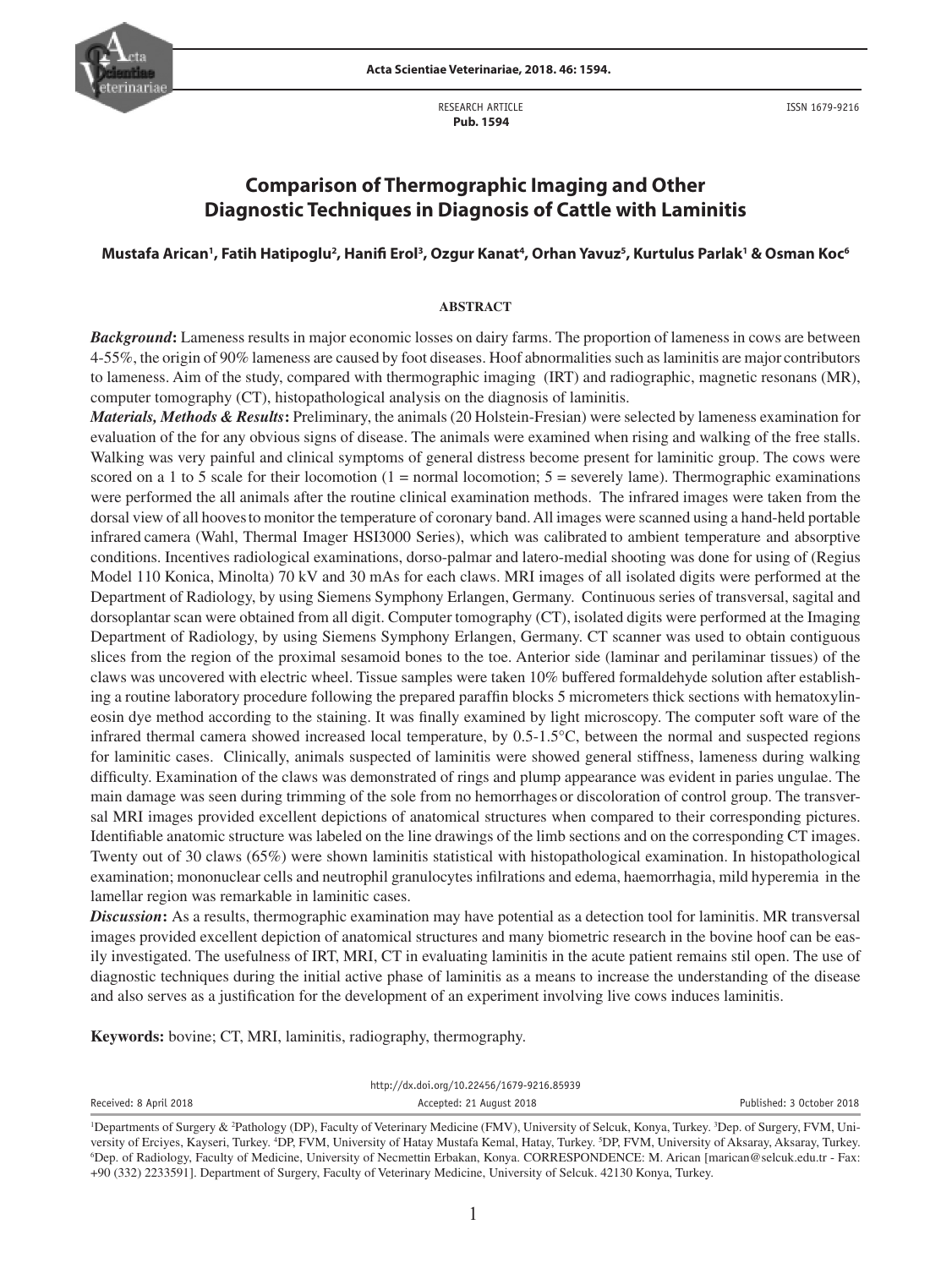RESEARCH ARTICLE
**Pub. 1594**

ISSN 1679-9216

# Comparison of Thermographic Imaging and Other Diagnostic Techniques in Diagnosis of Cattle with Laminitis

**Mustafa Arican[1], Fatih Hatipoglu[2], Hanifi Erol[3], Ozgur Kanat[4], Orhan Yavuz[5], Kurtulus Parlak[1] & Osman Koc[6]**

## ABSTRACT

***Background*:** Lameness results in major economic losses on dairy farms. The proportion of lameness in cows are between 4-55%, the origin of 90% lameness are caused by foot diseases. Hoof abnormalities such as laminitis are major contributors to lameness. Aim of the study, compared with thermographic imaging (IRT) and radiographic, magnetic resonans (MR), computer tomography (CT), histopathological analysis on the diagnosis of laminitis.

***Materials, Methods & Results*:** Preliminary, the animals (20 Holstein-Fresian) were selected by lameness examination for evaluation of the for any obvious signs of disease. The animals were examined when rising and walking of the free stalls. Walking was very painful and clinical symptoms of general distress become present for laminitic group. The cows were scored on a 1 to 5 scale for their locomotion (1 = normal locomotion; 5 = severely lame). Thermographic examinations were performed the all animals after the routine clinical examination methods. The infrared images were taken from the dorsal view of all hooves to monitor the temperature of coronary band. All images were scanned using a hand-held portable infrared camera (Wahl, Thermal Imager HSI3000 Series), which was calibrated to ambient temperature and absorptive conditions. Incentives radiological examinations, dorso-palmar and latero-medial shooting was done for using of (Regius Model 110 Konica, Minolta) 70 kV and 30 mAs for each claws. MRI images of all isolated digits were performed at the Department of Radiology, by using Siemens Symphony Erlangen, Germany. Continuous series of transversal, sagital and dorsoplantar scan were obtained from all digit. Computer tomography (CT), isolated digits were performed at the Imaging Department of Radiology, by using Siemens Symphony Erlangen, Germany. CT scanner was used to obtain contiguous slices from the region of the proximal sesamoid bones to the toe. Anterior side (laminar and perilaminar tissues) of the claws was uncovered with electric wheel. Tissue samples were taken 10% buffered formaldehyde solution after establishing a routine laboratory procedure following the prepared paraffin blocks 5 micrometers thick sections with hematoxylineosin dye method according to the staining. It was finally examined by light microscopy. The computer soft ware of the infrared thermal camera showed increased local temperature, by 0.5-1.5°C, between the normal and suspected regions for laminitic cases. Clinically, animals suspected of laminitis were showed general stiffness, lameness during walking difficulty. Examination of the claws was demonstrated of rings and plump appearance was evident in paries ungulae. The main damage was seen during trimming of the sole from no hemorrhages or discoloration of control group. The transversal MRI images provided excellent depictions of anatomical structures when compared to their corresponding pictures. Identifiable anatomic structure was labeled on the line drawings of the limb sections and on the corresponding CT images. Twenty out of 30 claws (65%) were shown laminitis statistical with histopathological examination. In histopathological examination; mononuclear cells and neutrophil granulocytes infilrations and edema, haemorrhagia, mild hyperemia in the lamellar region was remarkable in laminitic cases.

***Discussion*:** As a results, thermographic examination may have potential as a detection tool for laminitis. MR transversal images provided excellent depiction of anatomical structures and many biometric research in the bovine hoof can be easily investigated. The usefulness of IRT, MRI, CT in evaluating laminitis in the acute patient remains stil open. The use of diagnostic techniques during the initial active phase of laminitis as a means to increase the understanding of the disease and also serves as a justification for the development of an experiment involving live cows induces laminitis.

**Keywords:** bovine; CT, MRI, laminitis, radiography, thermography.

http://dx.doi.org/10.22456/1679-9216.85939

Received: 8 April 2018 | Accepted: 21 August 2018 | Published: 3 October 2018

[1]Departments of Surgery & [2]Pathology (DP), Faculty of Veterinary Medicine (FMV), University of Selcuk, Konya, Turkey. [3]Dep. of Surgery, FVM, University of Erciyes, Kayseri, Turkey. [4]DP, FVM, University of Hatay Mustafa Kemal, Hatay, Turkey. [5]DP, FVM, University of Aksaray, Aksaray, Turkey. [6]Dep. of Radiology, Faculty of Medicine, University of Necmettin Erbakan, Konya. CORRESPONDENCE: M. Arican [maricane@selcuk.edu.tr - Fax: +90 (332) 2233591]. Department of Surgery, Faculty of Veterinary Medicine, University of Selcuk. 42130 Konya, Turkey.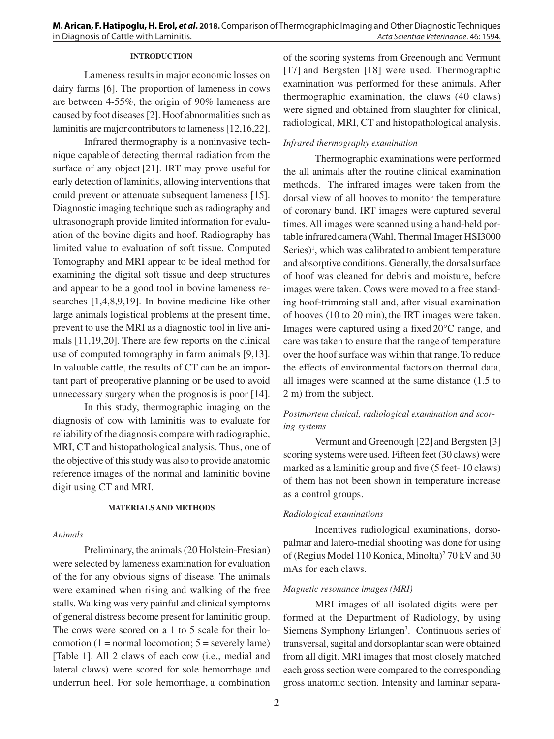## INTRODUCTION

Lameness results in major economic losses on dairy farms [6]. The proportion of lameness in cows are between 4-55%, the origin of 90% lameness are caused by foot diseases [2]. Hoof abnormalities such as laminitis are major contributors to lameness [12,16,22].

Infrared thermography is a noninvasive technique capable of detecting thermal radiation from the surface of any object [21]. IRT may prove useful for early detection of laminitis, allowing interventions that could prevent or attenuate subsequent lameness [15]. Diagnostic imaging technique such as radiography and ultrasonograph provide limited information for evaluation of the bovine digits and hoof. Radiography has limited value to evaluation of soft tissue. Computed Tomography and MRI appear to be ideal method for examining the digital soft tissue and deep structures and appear to be a good tool in bovine lameness researches [1,4,8,9,19]. In bovine medicine like other large animals logistical problems at the present time, prevent to use the MRI as a diagnostic tool in live animals [11,19,20]. There are few reports on the clinical use of computed tomography in farm animals [9,13]. In valuable cattle, the results of CT can be an important part of preoperative planning or be used to avoid unnecessary surgery when the prognosis is poor [14].

In this study, thermographic imaging on the diagnosis of cow with laminitis was to evaluate for reliability of the diagnosis compare with radiographic, MRI, CT and histopathological analysis. Thus, one of the objective of this study was also to provide anatomic reference images of the normal and laminitic bovine digit using CT and MRI.

## MATERIALS AND METHODS

### *Animals*

Preliminary, the animals (20 Holstein-Fresian) were selected by lameness examination for evaluation of the for any obvious signs of disease. The animals were examined when rising and walking of the free stalls. Walking was very painful and clinical symptoms of general distress become present for laminitic group. The cows were scored on a 1 to 5 scale for their locomotion (1 = normal locomotion; 5 = severely lame) [Table 1]. All 2 claws of each cow (i.e., medial and lateral claws) were scored for sole hemorrhage and underrun heel. For sole hemorrhage, a combination of the scoring systems from Greenough and Vermunt [17] and Bergsten [18] were used. Thermographic examination was performed for these animals. After thermographic examination, the claws (40 claws) were signed and obtained from slaughter for clinical, radiological, MRI, CT and histopathological analysis.

### *Infrared thermography examination*

Thermographic examinations were performed the all animals after the routine clinical examination methods. The infrared images were taken from the dorsal view of all hooves to monitor the temperature of coronary band. IRT images were captured several times. All images were scanned using a hand-held portable infrared camera (Wahl, Thermal Imager HSI3000 Series)[1], which was calibrated to ambient temperature and absorptive conditions. Generally, the dorsal surface of hoof was cleaned for debris and moisture, before images were taken. Cows were moved to a free standing hoof-trimming stall and, after visual examination of hooves (10 to 20 min), the IRT images were taken. Images were captured using a fixed 20°C range, and care was taken to ensure that the range of temperature over the hoof surface was within that range. To reduce the effects of environmental factors on thermal data, all images were scanned at the same distance (1.5 to 2 m) from the subject.

### *Postmortem clinical, radiological examination and scoring systems*

Vermunt and Greenough [22] and Bergsten [3] scoring systems were used. Fifteen feet (30 claws) were marked as a laminitic group and five (5 feet- 10 claws) of them has not been shown in temperature increase as a control groups.

### *Radiological examinations*

Incentives radiological examinations, dorsopalmar and latero-medial shooting was done for using of (Regius Model 110 Konica, Minolta)[2] 70 kV and 30 mAs for each claws.

### *Magnetic resonance images (MRI)*

MRI images of all isolated digits were performed at the Department of Radiology, by using Siemens Symphony Erlangen[3]. Continuous series of transversal, sagital and dorsoplantar scan were obtained from all digit. MRI images that most closely matched each gross section were compared to the corresponding gross anatomic section. Intensity and laminar separa-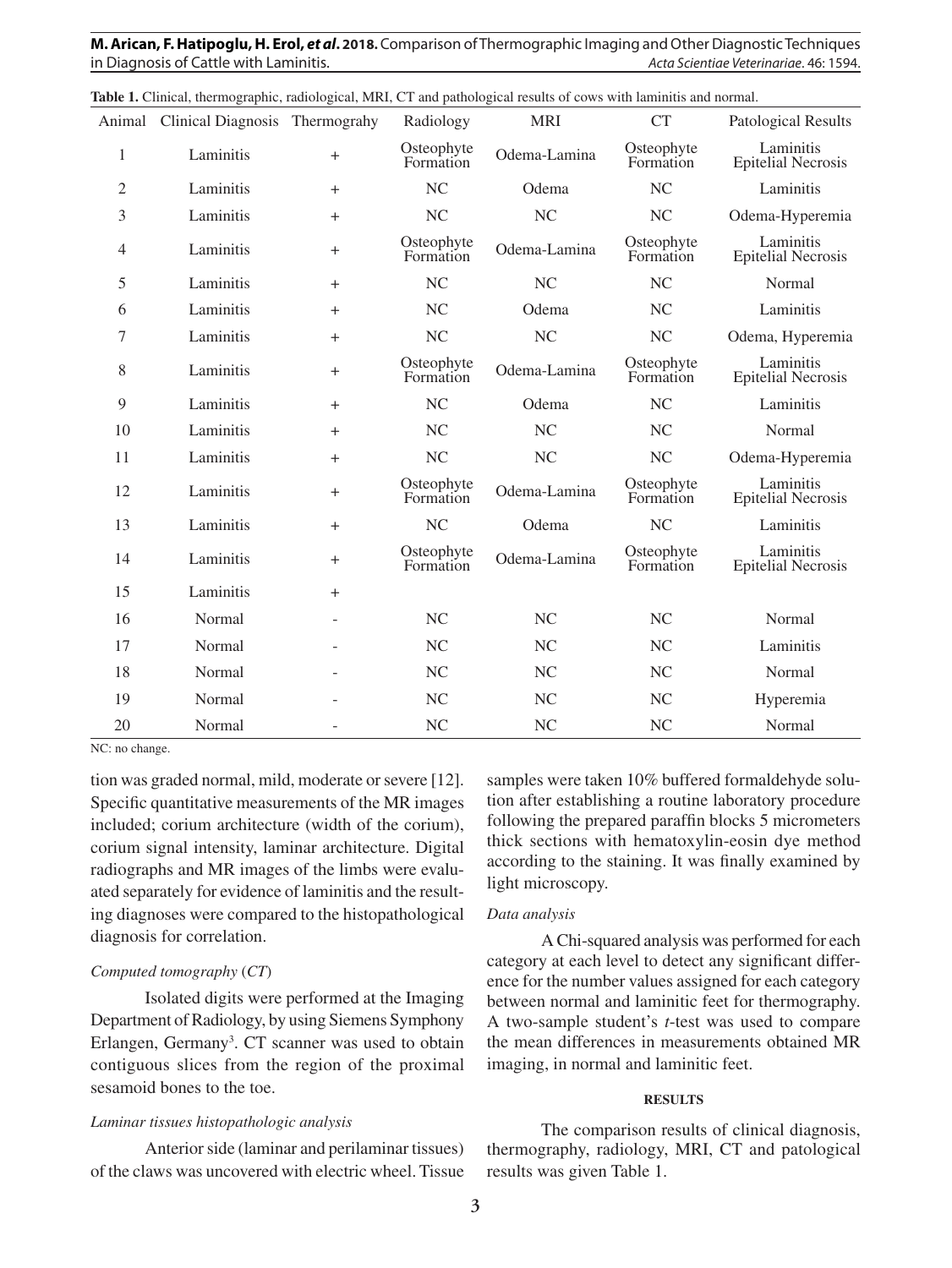**Table 1.** Clinical, thermographic, radiological, MRI, CT and pathological results of cows with laminitis and normal.

| Animal | Clinical Diagnosis | Thermograhy | Radiology | MRI | CT | Patological Results |
|---|---|---|---|---|---|---|
| 1 | Laminitis | + | Osteophyte Formation | Odema-Lamina | Osteophyte Formation | Laminitis Epitelial Necrosis |
| 2 | Laminitis | + | NC | Odema | NC | Laminitis |
| 3 | Laminitis | + | NC | NC | NC | Odema-Hyperemia |
| 4 | Laminitis | + | Osteophyte Formation | Odema-Lamina | Osteophyte Formation | Laminitis Epitelial Necrosis |
| 5 | Laminitis | + | NC | NC | NC | Normal |
| 6 | Laminitis | + | NC | Odema | NC | Laminitis |
| 7 | Laminitis | + | NC | NC | NC | Odema, Hyperemia |
| 8 | Laminitis | + | Osteophyte Formation | Odema-Lamina | Osteophyte Formation | Laminitis Epitelial Necrosis |
| 9 | Laminitis | + | NC | Odema | NC | Laminitis |
| 10 | Laminitis | + | NC | NC | NC | Normal |
| 11 | Laminitis | + | NC | NC | NC | Odema-Hyperemia |
| 12 | Laminitis | + | Osteophyte Formation | Odema-Lamina | Osteophyte Formation | Laminitis Epitelial Necrosis |
| 13 | Laminitis | + | NC | Odema | NC | Laminitis |
| 14 | Laminitis | + | Osteophyte Formation | Odema-Lamina | Osteophyte Formation | Laminitis Epitelial Necrosis |
| 15 | Laminitis | + | | | | |
| 16 | Normal | - | NC | NC | NC | Normal |
| 17 | Normal | - | NC | NC | NC | Laminitis |
| 18 | Normal | - | NC | NC | NC | Normal |
| 19 | Normal | - | NC | NC | NC | Hyperemia |
| 20 | Normal | - | NC | NC | NC | Normal |

NC: no change.

tion was graded normal, mild, moderate or severe [12]. Specific quantitative measurements of the MR images included; corium architecture (width of the corium), corium signal intensity, laminar architecture. Digital radiographs and MR images of the limbs were evaluated separately for evidence of laminitis and the resulting diagnoses were compared to the histopathological diagnosis for correlation.

*Computed tomography (CT)*

Isolated digits were performed at the Imaging Department of Radiology, by using Siemens Symphony Erlangen, Germany[3]. CT scanner was used to obtain contiguous slices from the region of the proximal sesamoid bones to the toe.

*Laminar tissues histopathologic analysis*

Anterior side (laminar and perilaminar tissues) of the claws was uncovered with electric wheel. Tissue samples were taken 10% buffered formaldehyde solution after establishing a routine laboratory procedure following the prepared paraffin blocks 5 micrometers thick sections with hematoxylin-eosin dye method according to the staining. It was finally examined by light microscopy.

*Data analysis*

A Chi-squared analysis was performed for each category at each level to detect any significant difference for the number values assigned for each category between normal and laminitic feet for thermography. A two-sample student's *t*-test was used to compare the mean differences in measurements obtained MR imaging, in normal and laminitic feet.

## RESULTS

The comparison results of clinical diagnosis, thermography, radiology, MRI, CT and patological results was given Table 1.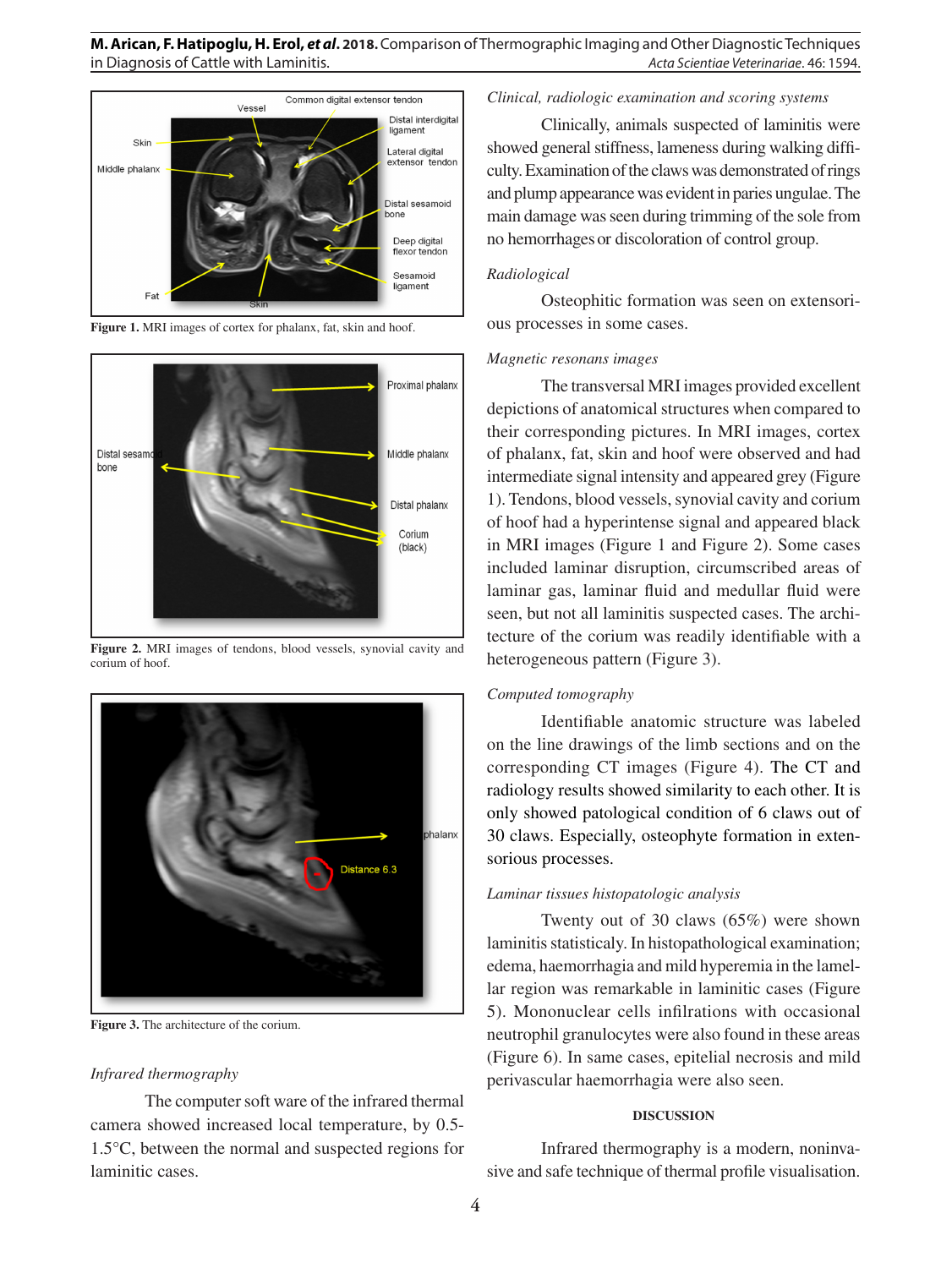Figure 1. MRI images of cortex for phalanx, fat, skin and hoof.

Figure 2. MRI images of tendons, blood vessels, synovial cavity and corium of hoof.

Figure 3. The architecture of the corium.

*Infrared thermography*

The computer soft ware of the infrared thermal camera showed increased local temperature, by 0.5-1.5°C, between the normal and suspected regions for laminitic cases.

*Clinical, radiologic examination and scoring systems*

Clinically, animals suspected of laminitis were showed general stiffness, lameness during walking difficulty. Examination of the claws was demonstrated of rings and plump appearance was evident in paries ungulae. The main damage was seen during trimming of the sole from no hemorrhages or discoloration of control group.

*Radiological*

Osteophitic formation was seen on extensorious processes in some cases.

*Magnetic resonans images*

The transversal MRI images provided excellent depictions of anatomical structures when compared to their corresponding pictures. In MRI images, cortex of phalanx, fat, skin and hoof were observed and had intermediate signal intensity and appeared grey (Figure 1). Tendons, blood vessels, synovial cavity and corium of hoof had a hyperintense signal and appeared black in MRI images (Figure 1 and Figure 2). Some cases included laminar disruption, circumscribed areas of laminar gas, laminar fluid and medullar fluid were seen, but not all laminitis suspected cases. The architecture of the corium was readily identifiable with a heterogeneous pattern (Figure 3).

*Computed tomography*

Identifiable anatomic structure was labeled on the line drawings of the limb sections and on the corresponding CT images (Figure 4). The CT and radiology results showed similarity to each other. It is only showed patological condition of 6 claws out of 30 claws. Especially, osteophyte formation in extensorious processes.

*Laminar tissues histopatologic analysis*

Twenty out of 30 claws (65%) were shown laminitis statisticaly. In histopathological examination; edema, haemorrhagia and mild hyperemia in the lamellar region was remarkable in laminitic cases (Figure 5). Mononuclear cells infilrations with occasional neutrophil granulocytes were also found in these areas (Figure 6). In same cases, epitelial necrosis and mild perivascular haemorrhagia were also seen.

## DISCUSSION

Infrared thermography is a modern, noninvasive and safe technique of thermal profile visualisation.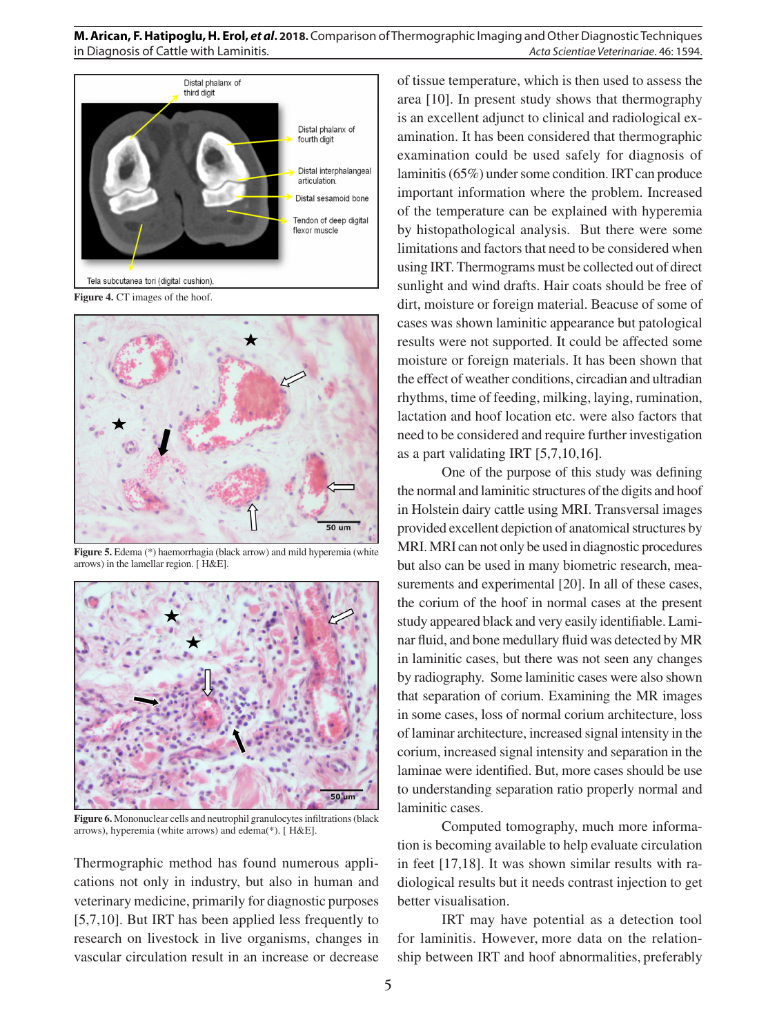Distal phalanx of third digit

Distal phalanx of fourth digit

Distal interphalangeal articulation.

Distal sesamoid bone

Tendon of deep digital flexor muscle

Tela subcutanea tori (digital cushion).

**Figure 4.** CT images of the hoof.

**Figure 5.** Edema (*) haemorrhagia (black arrow) and mild hyperemia (white arrows) in the lamellar region. [ H&E].

**Figure 6.** Mononuclear cells and neutrophil granulocytes infiltrations (black arrows), hyperemia (white arrows) and edema(*). [ H&E].

Thermographic method has found numerous applications not only in industry, but also in human and veterinary medicine, primarily for diagnostic purposes [5,7,10]. But IRT has been applied less frequently to research on livestock in live organisms, changes in vascular circulation result in an increase or decrease of tissue temperature, which is then used to assess the area [10]. In present study shows that thermography is an excellent adjunct to clinical and radiological examination. It has been considered that thermographic examination could be used safely for diagnosis of laminitis (65%) under some condition. IRT can produce important information where the problem. Increased of the temperature can be explained with hyperemia by histopathological analysis. But there were some limitations and factors that need to be considered when using IRT. Thermograms must be collected out of direct sunlight and wind drafts. Hair coats should be free of dirt, moisture or foreign material. Beacuse of some of cases was shown laminitic appearance but patological results were not supported. It could be affected some moisture or foreign materials. It has been shown that the effect of weather conditions, circadian and ultradian rhythms, time of feeding, milking, laying, rumination, lactation and hoof location etc. were also factors that need to be considered and require further investigation as a part validating IRT [5,7,10,16].

One of the purpose of this study was defining the normal and laminitic structures of the digits and hoof in Holstein dairy cattle using MRI. Transversal images provided excellent depiction of anatomical structures by MRI. MRI can not only be used in diagnostic procedures but also can be used in many biometric research, measurements and experimental [20]. In all of these cases, the corium of the hoof in normal cases at the present study appeared black and very easily identifiable. Laminar fluid, and bone medullary fluid was detected by MR in laminitic cases, but there was not seen any changes by radiography. Some laminitic cases were also shown that separation of corium. Examining the MR images in some cases, loss of normal corium architecture, loss of laminar architecture, increased signal intensity in the corium, increased signal intensity and separation in the laminae were identified. But, more cases should be use to understanding separation ratio properly normal and laminitic cases.

Computed tomography, much more information is becoming available to help evaluate circulation in feet [17,18]. It was shown similar results with radiological results but it needs contrast injection to get better visualisation.

IRT may have potential as a detection tool for laminitis. However, more data on the relationship between IRT and hoof abnormalities, preferably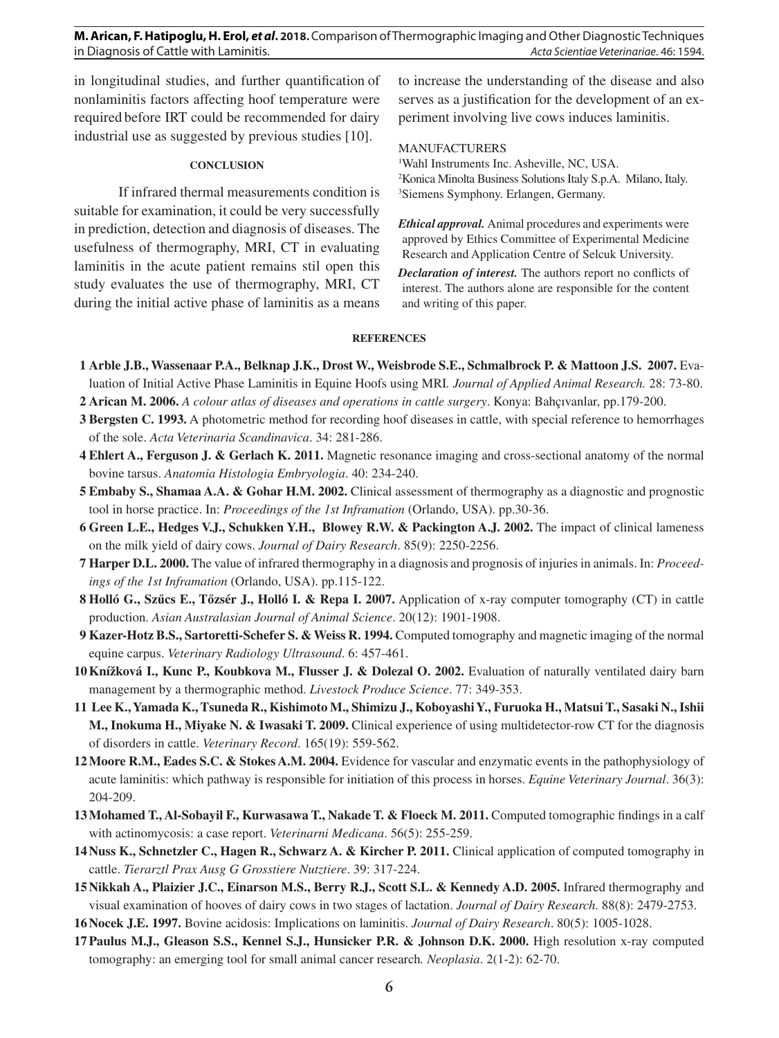in longitudinal studies, and further quantification of nonlaminitis factors affecting hoof temperature were required before IRT could be recommended for dairy industrial use as suggested by previous studies [10].

## CONCLUSION

If infrared thermal measurements condition is suitable for examination, it could be very successfully in prediction, detection and diagnosis of diseases. The usefulness of thermography, MRI, CT in evaluating laminitis in the acute patient remains stil open this study evaluates the use of thermography, MRI, CT during the initial active phase of laminitis as a means to increase the understanding of the disease and also serves as a justification for the development of an experiment involving live cows induces laminitis.

MANUFACTURERS

[1]Wahl Instruments Inc. Asheville, NC, USA.
[2]Konica Minolta Business Solutions Italy S.p.A. Milano, Italy.
[3]Siemens Symphony. Erlangen, Germany.

***Ethical approval.*** Animal procedures and experiments were approved by Ethics Committee of Experimental Medicine Research and Application Centre of Selcuk University.

***Declaration of interest.*** The authors report no conflicts of interest. The authors alone are responsible for the content and writing of this paper.

## REFERENCES

1 **Arble J.B., Wassenaar P.A., Belknap J.K., Drost W., Weisbrode S.E., Schmalbrock P. & Mattoon J.S. 2007.** Evaluation of Initial Active Phase Laminitis in Equine Hoofs using MRI. *Journal of Applied Animal Research.* 28: 73-80.

2 **Arican M. 2006.** *A colour atlas of diseases and operations in cattle surgery*. Konya: Bahçıvanlar, pp.179-200.

3 **Bergsten C. 1993.** A photometric method for recording hoof diseases in cattle, with special reference to hemorrhages of the sole. *Acta Veterinaria Scandinavica*. 34: 281-286.

4 **Ehlert A., Ferguson J. & Gerlach K. 2011.** Magnetic resonance imaging and cross-sectional anatomy of the normal bovine tarsus. *Anatomia Histologia Embryologia*. 40: 234-240.

5 **Embaby S., Shamaa A.A. & Gohar H.M. 2002.** Clinical assessment of thermography as a diagnostic and prognostic tool in horse practice. In: *Proceedings of the 1st Inframation* (Orlando, USA). pp.30-36.

6 **Green L.E., Hedges V.J., Schukken Y.H., Blowey R.W. & Packington A.J. 2002.** The impact of clinical lameness on the milk yield of dairy cows. *Journal of Dairy Research*. 85(9): 2250-2256.

7 **Harper D.L. 2000.** The value of infrared thermography in a diagnosis and prognosis of injuries in animals. In: *Proceedings of the 1st Inframation* (Orlando, USA). pp.115-122.

8 **Holló G., Szűcs E., Tőzsér J., Holló I. & Repa I. 2007.** Application of x-ray computer tomography (CT) in cattle production. *Asian Australasian Journal of Animal Science*. 20(12): 1901-1908.

9 **Kazer-Hotz B.S., Sartoretti-Schefer S. & Weiss R. 1994.** Computed tomography and magnetic imaging of the normal equine carpus. *Veterinary Radiology Ultrasound*. 6: 457-461.

10 **Knížková I., Kunc P., Koubkova M., Flusser J. & Dolezal O. 2002.** Evaluation of naturally ventilated dairy barn management by a thermographic method. *Livestock Produce Science*. 77: 349-353.

11 **Lee K., Yamada K., Tsuneda R., Kishimoto M., Shimizu J., Koboyashi Y., Furuoka H., Matsui T., Sasaki N., Ishii M., Inokuma H., Miyake N. & Iwasaki T. 2009.** Clinical experience of using multidetector-row CT for the diagnosis of disorders in cattle. *Veterinary Record*. 165(19): 559-562.

12 **Moore R.M., Eades S.C. & Stokes A.M. 2004.** Evidence for vascular and enzymatic events in the pathophysiology of acute laminitis: which pathway is responsible for initiation of this process in horses. *Equine Veterinary Journal*. 36(3): 204-209.

13 **Mohamed T., Al-Sobayil F., Kurwasawa T., Nakade T. & Floeck M. 2011.** Computed tomographic findings in a calf with actinomycosis: a case report. *Veterinarni Medicana*. 56(5): 255-259.

14 **Nuss K., Schnetzler C., Hagen R., Schwarz A. & Kircher P. 2011.** Clinical application of computed tomography in cattle. *Tierarztl Prax Ausg G Grosstiere Nutztiere*. 39: 317-224.

15 **Nikkah A., Plaizier J.C., Einarson M.S., Berry R.J., Scott S.L. & Kennedy A.D. 2005.** Infrared thermography and visual examination of hooves of dairy cows in two stages of lactation. *Journal of Dairy Research*. 88(8): 2479-2753.

16 **Nocek J.E. 1997.** Bovine acidosis: Implications on laminitis. *Journal of Dairy Research*. 80(5): 1005-1028.

17 **Paulus M.J., Gleason S.S., Kennel S.J., Hunsicker P.R. & Johnson D.K. 2000.** High resolution x-ray computed tomography: an emerging tool for small animal cancer research. *Neoplasia*. 2(1-2): 62-70.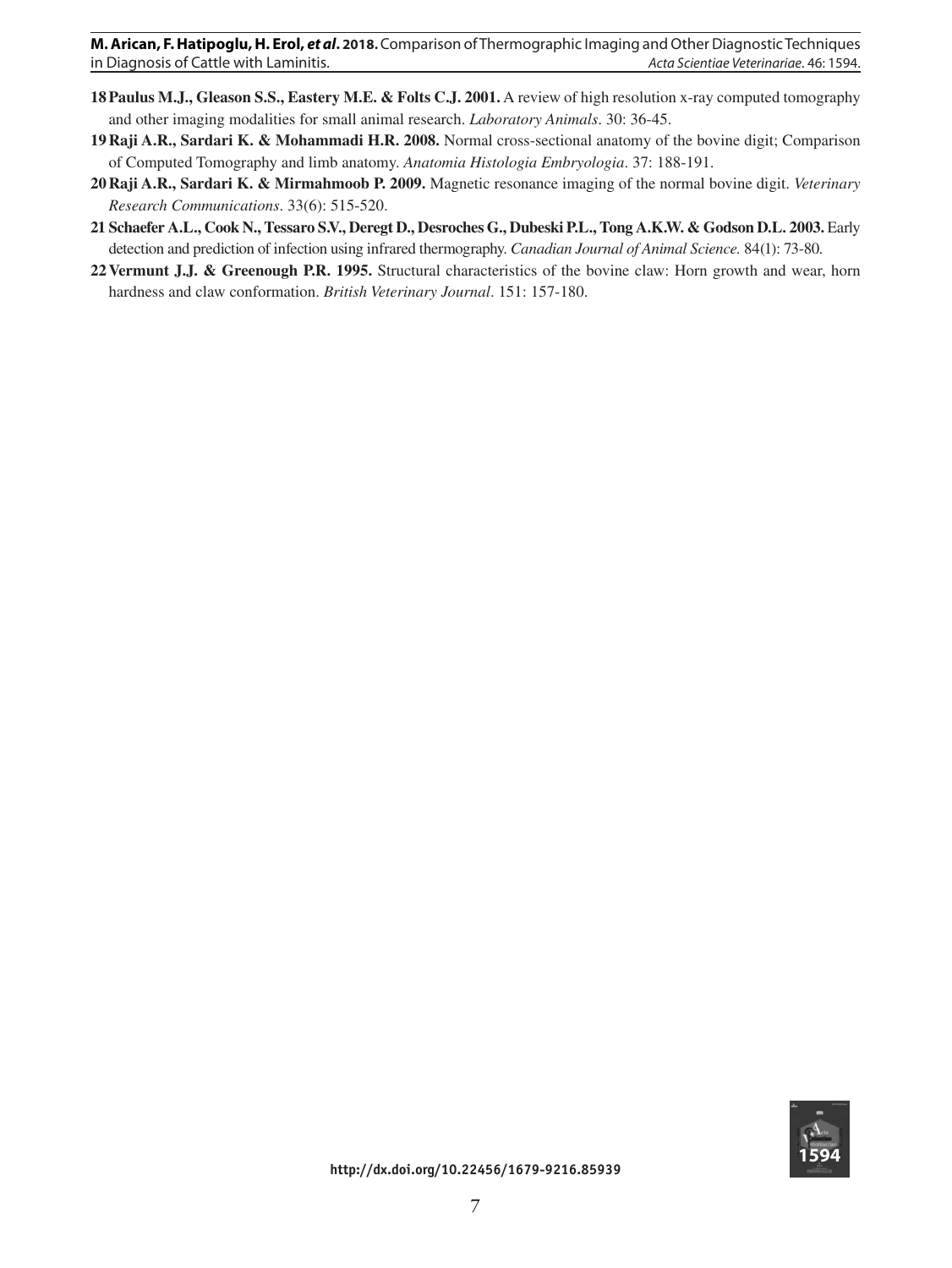18 **Paulus M.J., Gleason S.S., Eastery M.E. & Folts C.J. 2001.** A review of high resolution x-ray computed tomography and other imaging modalities for small animal research. *Laboratory Animals*. 30: 36-45.

19 **Raji A.R., Sardari K. & Mohammadi H.R. 2008.** Normal cross-sectional anatomy of the bovine digit; Comparison of Computed Tomography and limb anatomy. *Anatomia Histologia Embryologia*. 37: 188-191.

20 **Raji A.R., Sardari K. & Mirmahmoob P. 2009.** Magnetic resonance imaging of the normal bovine digit. *Veterinary Research Communications*. 33(6): 515-520.

21 **Schaefer A.L., Cook N., Tessaro S.V., Deregt D., Desroches G., Dubeski P.L., Tong A.K.W. & Godson D.L. 2003.** Early detection and prediction of infection using infrared thermography. *Canadian Journal of Animal Science.* 84(1): 73-80.

22 **Vermunt J.J. & Greenough P.R. 1995.** Structural characteristics of the bovine claw: Horn growth and wear, horn hardness and claw conformation. *British Veterinary Journal*. 151: 157-180.

http://dx.doi.org/10.22456/1679-9216.85939